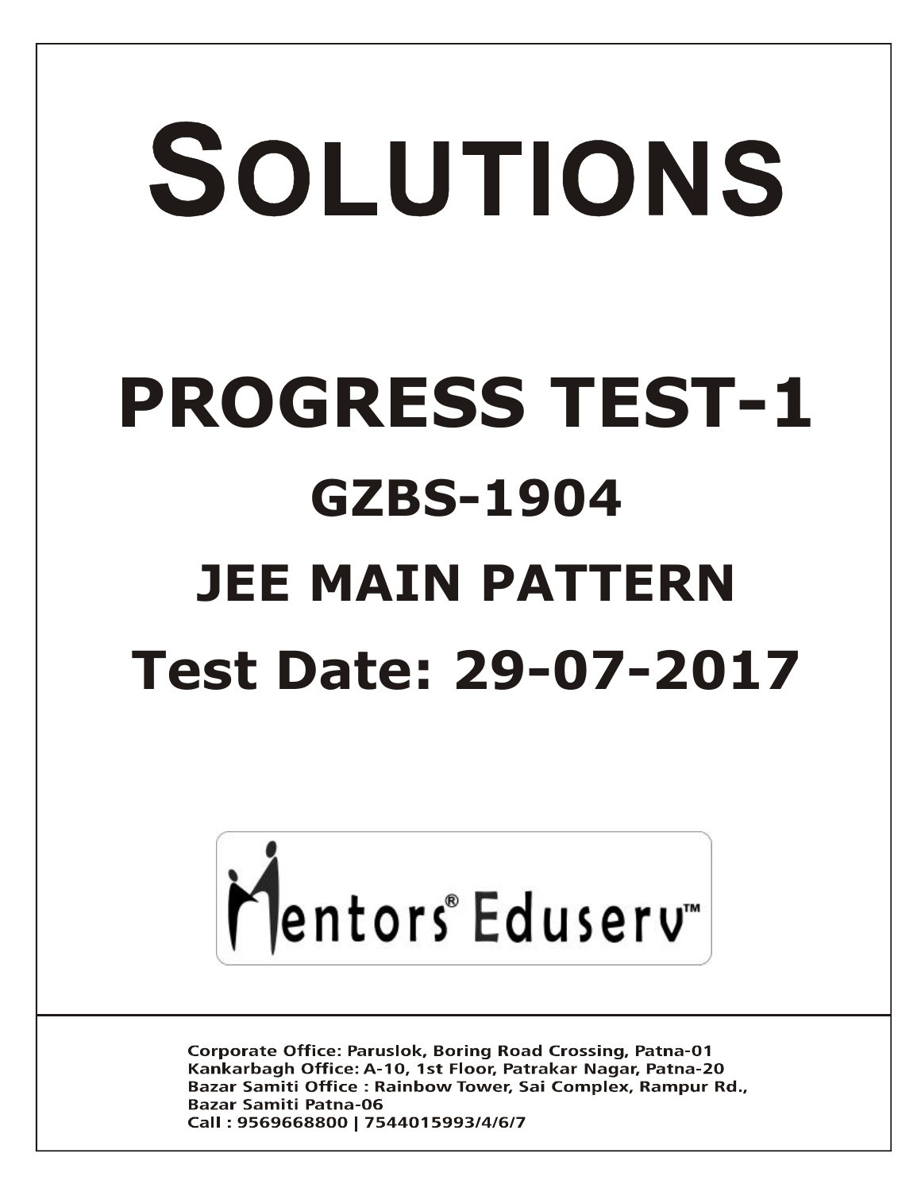# SOLUTIONS

# PROGRESS TEST-1

## GZBS-1904

## JEE MAIN PATTERN

## Test Date: 29-07-2017

Mentors® Eduserv™

Corporate Office: Paruslok, Boring Road Crossing, Patna-01
Kankarbagh Office: A-10, 1st Floor, Patrakar Nagar, Patna-20
Bazar Samiti Office : Rainbow Tower, Sai Complex, Rampur Rd., Bazar Samiti Patna-06
Call : 9569668800 | 7544015993/4/6/7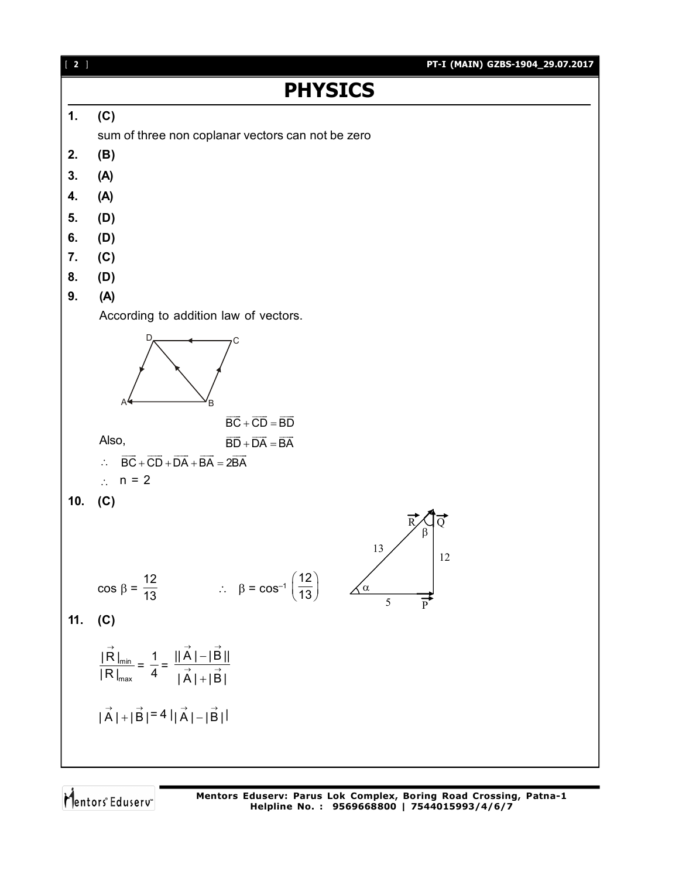# PHYSICS

**1.** **(C)**

sum of three non coplanar vectors can not be zero

**2.** **(B)**

**3.** **(A)**

**4.** **(A)**

**5.** **(D)**

**6.** **(D)**

**7.** **(C)**

**8.** **(D)**

**9.** **(A)**

According to addition law of vectors.

$$\overrightarrow{BC} + \overrightarrow{CD} = \overrightarrow{BD}$$

Also, $\overrightarrow{BD} + \overrightarrow{DA} = \overrightarrow{BA}$

$\therefore \quad \overrightarrow{BC} + \overrightarrow{CD} + \overrightarrow{DA} + \overrightarrow{BA} = 2\overrightarrow{BA}$

$\therefore \quad n = 2$

**10.** **(C)**

$\cos \beta = \dfrac{12}{13} \qquad \therefore \quad \beta = \cos^{-1}\left(\dfrac{12}{13}\right)$

**11.** **(C)**

$$\frac{|\vec{R}|_{min}}{|R|_{max}} = \frac{1}{4} = \frac{||\vec{A}| - |\vec{B}||}{|\vec{A}| + |\vec{B}|}$$

$$|\vec{A}| + |\vec{B}| = 4\,||\vec{A}| - |\vec{B}||$$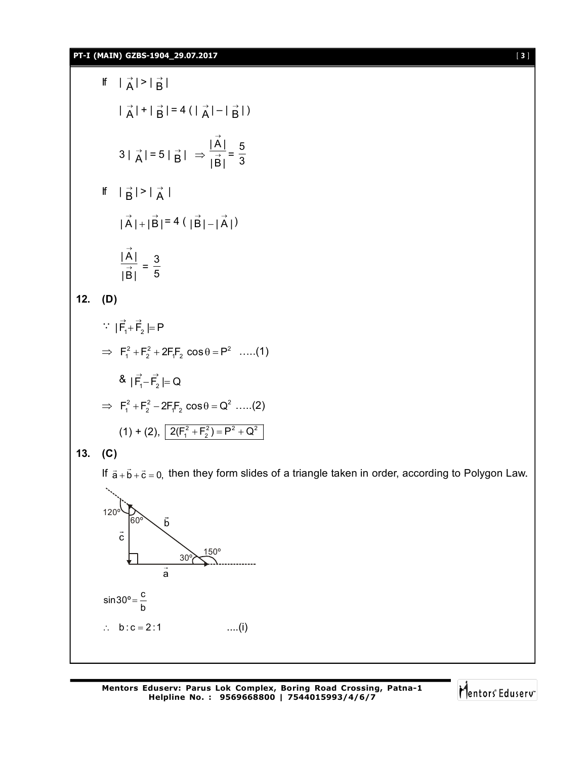If $|\vec{A}| > |\vec{B}|$

$$|\vec{A}| + |\vec{B}| = 4(|\vec{A}| - |\vec{B}|)$$

$$3|\vec{A}| = 5|\vec{B}| \Rightarrow \frac{|\vec{A}|}{|\vec{B}|} = \frac{5}{3}$$

If $|\vec{B}| > |\vec{A}|$

$$|\vec{A}| + |\vec{B}| = 4(|\vec{B}| - |\vec{A}|)$$

$$\frac{|\vec{A}|}{|\vec{B}|} = \frac{3}{5}$$

**12. (D)**

$\because |\vec{F}_1 + \vec{F}_2| = P$

$\Rightarrow F_1^2 + F_2^2 + 2F_1F_2 \cos\theta = P^2$ .....(1)

& $|\vec{F}_1 - \vec{F}_2| = Q$

$\Rightarrow F_1^2 + F_2^2 - 2F_1F_2 \cos\theta = Q^2$ .....(2)

(1) + (2), $\boxed{2(F_1^2 + F_2^2) = P^2 + Q^2}$

**13. (C)**

If $\vec{a} + \vec{b} + \vec{c} = 0,$ then they form slides of a triangle taken in order, according to Polygon Law.

$$\sin 30^\circ = \frac{c}{b}$$

$\therefore\ b : c = 2 : 1$ ....(i)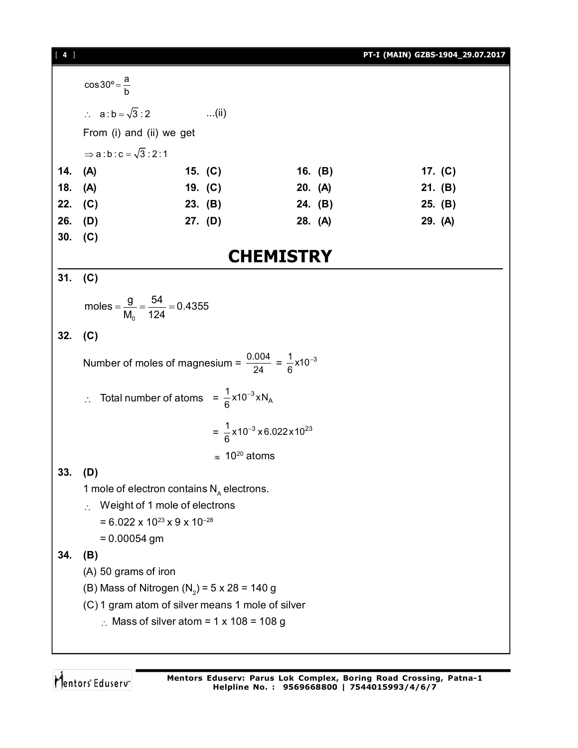$$\cos 30^{\circ} = \frac{a}{b}$$

$\therefore \quad a : b = \sqrt{3} : 2 \qquad$ ...(ii)

From (i) and (ii) we get

$\Rightarrow a : b : c = \sqrt{3} : 2 : 1$

**14.** (A) **15.** (C) **16.** (B) **17.** (C)
**18.** (A) **19.** (C) **20.** (A) **21.** (B)
**22.** (C) **23.** (B) **24.** (B) **25.** (B)
**26.** (D) **27.** (D) **28.** (A) **29.** (A)
**30.** (C)

# CHEMISTRY

**31. (C)**

$$\text{moles} = \frac{g}{M_0} = \frac{54}{124} = 0.4355$$

**32. (C)**

Number of moles of magnesium = $\frac{0.004}{24} = \frac{1}{6} \times 10^{-3}$

$\therefore$ Total number of atoms $= \frac{1}{6} \times 10^{-3} \times N_A$

$= \frac{1}{6} \times 10^{-3} \times 6.022 \times 10^{23}$

$\approx 10^{20}$ atoms

**33. (D)**

1 mole of electron contains $N_A$ electrons.

$\therefore$ Weight of 1 mole of electrons

$= 6.022 \times 10^{23} \times 9 \times 10^{-28}$

$= 0.00054$ gm

**34. (B)**

(A) 50 grams of iron

(B) Mass of Nitrogen ($N_2$) = 5 x 28 = 140 g

(C) 1 gram atom of silver means 1 mole of silver

$\therefore$ Mass of silver atom = 1 x 108 = 108 g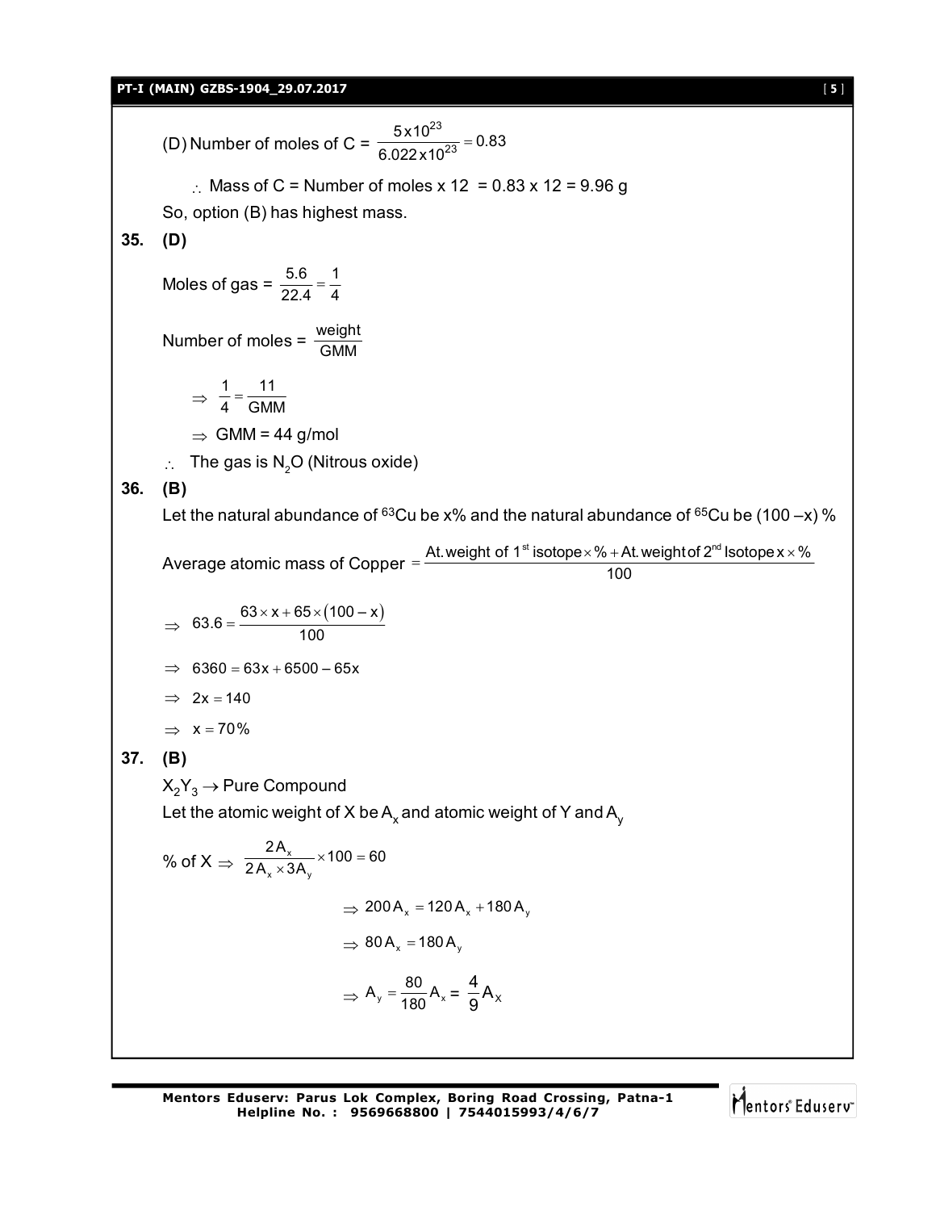(D) Number of moles of C = $\frac{5 \times 10^{23}}{6.022 \times 10^{23}} = 0.83$

$\therefore$ Mass of C = Number of moles x 12 = 0.83 x 12 = 9.96 g

So, option (B) has highest mass.

**35. (D)**

Moles of gas = $\frac{5.6}{22.4} = \frac{1}{4}$

Number of moles = $\frac{\text{weight}}{\text{GMM}}$

$\Rightarrow \frac{1}{4} = \frac{11}{\text{GMM}}$

$\Rightarrow$ GMM = 44 g/mol

$\therefore$ The gas is $N_2O$ (Nitrous oxide)

**36. (B)**

Let the natural abundance of $^{63}$Cu be x% and the natural abundance of $^{65}$Cu be (100 –x) %

Average atomic mass of Copper $= \frac{\text{At. weight of } 1^{\text{st}} \text{ isotope} \times \% + \text{At. weight of } 2^{\text{nd}} \text{ Isotope } x \times \%}{100}$

$\Rightarrow 63.6 = \frac{63 \times x + 65 \times (100 - x)}{100}$

$\Rightarrow 6360 = 63x + 6500 - 65x$

$\Rightarrow 2x = 140$

$\Rightarrow x = 70\%$

**37. (B)**

$X_2Y_3 \rightarrow$ Pure Compound

Let the atomic weight of X be $A_x$ and atomic weight of Y and $A_y$

% of X $\Rightarrow \frac{2A_x}{2A_x \times 3A_y} \times 100 = 60$

$\Rightarrow 200A_x = 120A_x + 180A_y$

$\Rightarrow 80A_x = 180A_y$

$\Rightarrow A_y = \frac{80}{180}A_x = \frac{4}{9}A_X$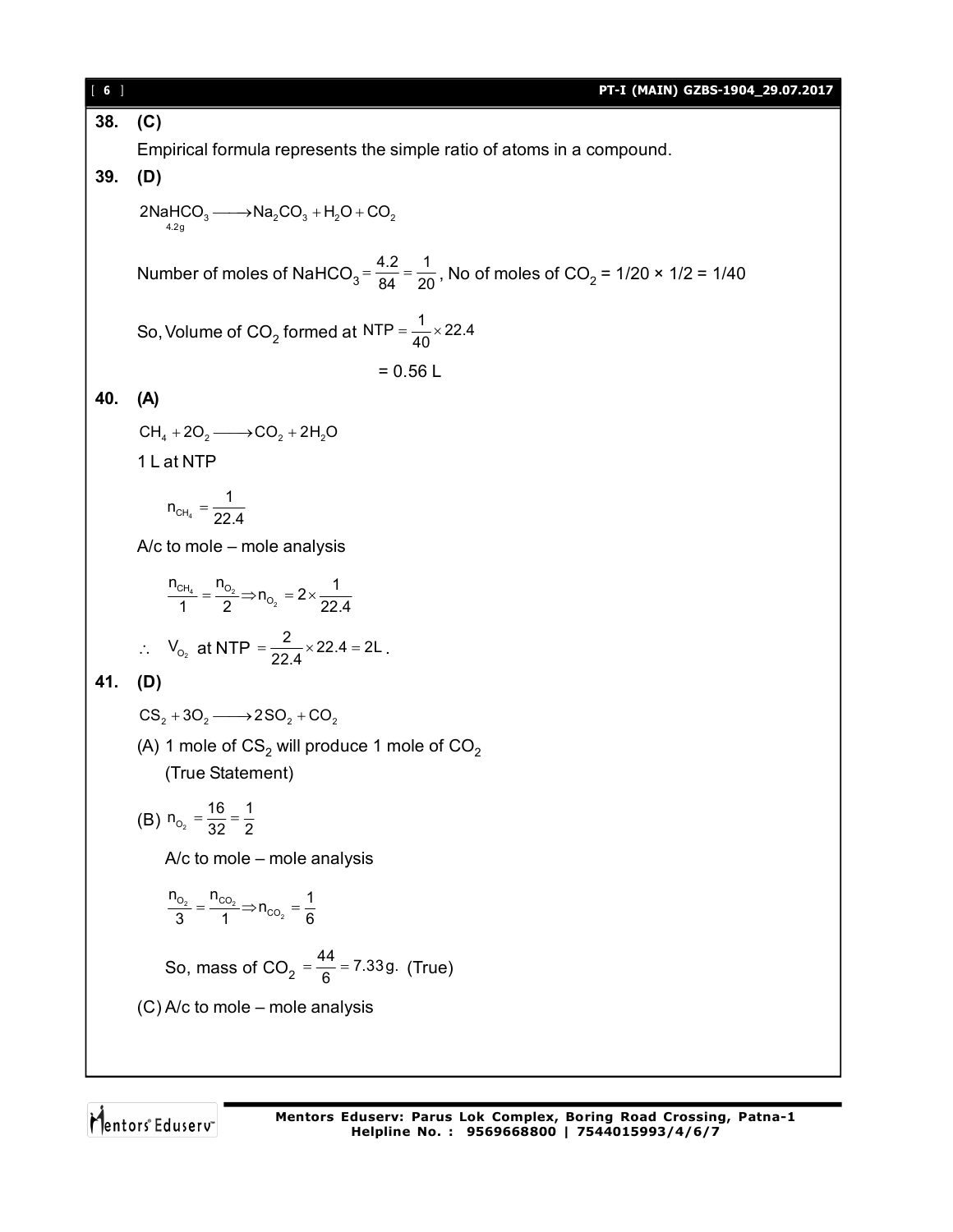**38. (C)**

Empirical formula represents the simple ratio of atoms in a compound.

**39. (D)**

$$\underset{4.2g}{2NaHCO_3} \longrightarrow Na_2CO_3 + H_2O + CO_2$$

Number of moles of $NaHCO_3 = \frac{4.2}{84} = \frac{1}{20}$, No of moles of $CO_2$ = 1/20 × 1/2 = 1/40

So, Volume of $CO_2$ formed at $NTP = \frac{1}{40} \times 22.4$

$= 0.56$ L

**40. (A)**

$$CH_4 + 2O_2 \longrightarrow CO_2 + 2H_2O$$

1 L at NTP

$$n_{CH_4} = \frac{1}{22.4}$$

A/c to mole – mole analysis

$$\frac{n_{CH_4}}{1} = \frac{n_{O_2}}{2} \Rightarrow n_{O_2} = 2 \times \frac{1}{22.4}$$

$\therefore \; V_{O_2}$ at NTP $= \frac{2}{22.4} \times 22.4 = 2L$.

**41. (D)**

$$CS_2 + 3O_2 \longrightarrow 2SO_2 + CO_2$$

(A) 1 mole of $CS_2$ will produce 1 mole of $CO_2$
(True Statement)

(B) $n_{O_2} = \frac{16}{32} = \frac{1}{2}$

A/c to mole – mole analysis

$$\frac{n_{O_2}}{3} = \frac{n_{CO_2}}{1} \Rightarrow n_{CO_2} = \frac{1}{6}$$

So, mass of $CO_2 = \frac{44}{6} = 7.33g.$ (True)

(C) A/c to mole – mole analysis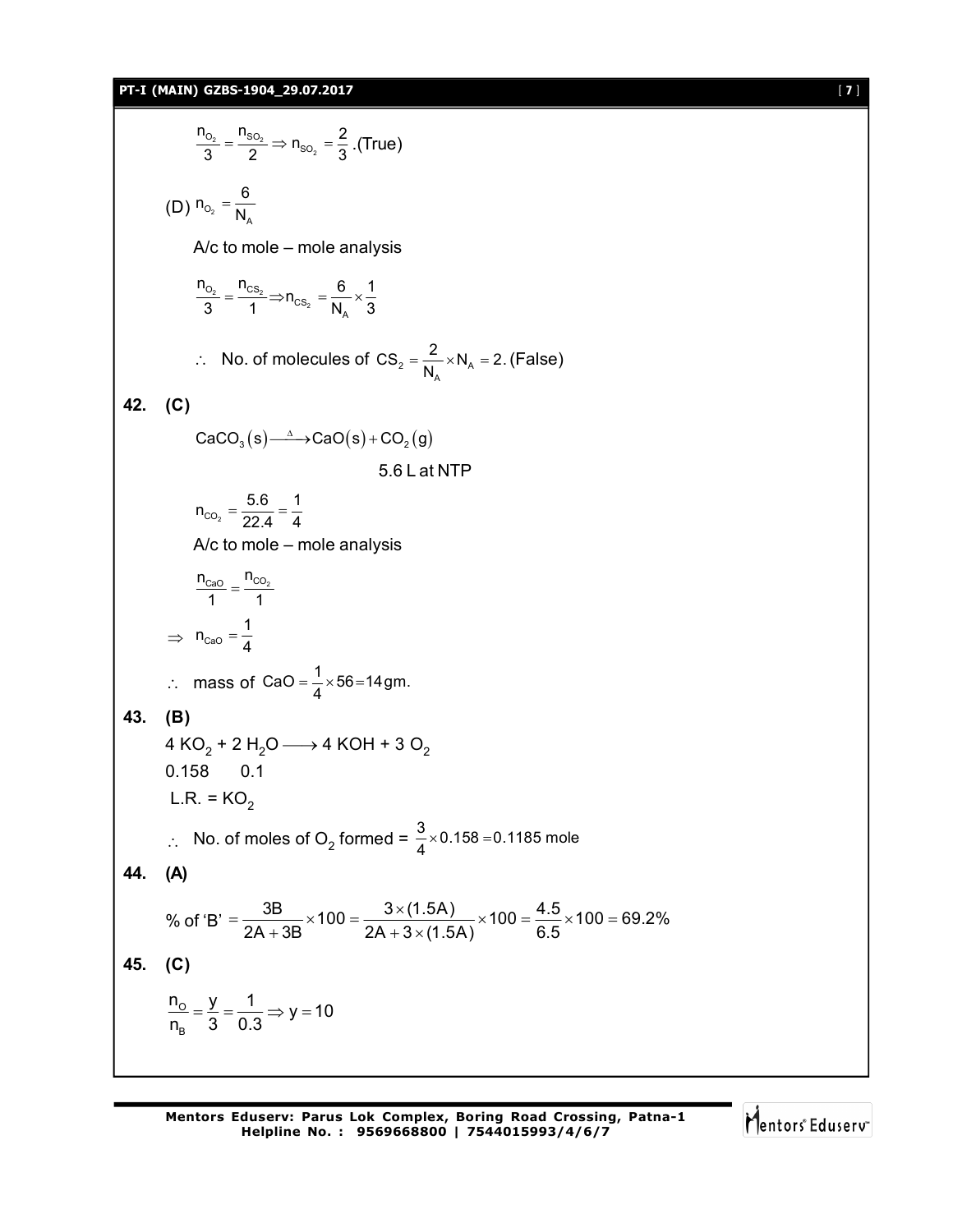$$\frac{n_{O_2}}{3} = \frac{n_{SO_2}}{2} \Rightarrow n_{SO_2} = \frac{2}{3} \text{ .(True)}$$

(D) $n_{O_2} = \dfrac{6}{N_A}$

A/c to mole – mole analysis

$$\frac{n_{O_2}}{3} = \frac{n_{CS_2}}{1} \Rightarrow n_{CS_2} = \frac{6}{N_A} \times \frac{1}{3}$$

$\therefore$ No. of molecules of $CS_2 = \dfrac{2}{N_A} \times N_A = 2.$ (False)

**42. (C)**

$$CaCO_3(s) \xrightarrow{\Delta} CaO(s) + CO_2(g)$$

5.6 L at NTP

$$n_{CO_2} = \frac{5.6}{22.4} = \frac{1}{4}$$

A/c to mole – mole analysis

$$\frac{n_{CaO}}{1} = \frac{n_{CO_2}}{1}$$

$$\Rightarrow n_{CaO} = \frac{1}{4}$$

$\therefore$ mass of $CaO = \dfrac{1}{4} \times 56 = 14$ gm.

**43. (B)**

$$4\,KO_2 + 2\,H_2O \longrightarrow 4\,KOH + 3\,O_2$$

0.158 &nbsp;&nbsp;&nbsp; 0.1

L.R. = $KO_2$

$\therefore$ No. of moles of $O_2$ formed = $\dfrac{3}{4} \times 0.158 = 0.1185$ mole

**44. (A)**

$$\text{\% of 'B'} = \frac{3B}{2A + 3B} \times 100 = \frac{3 \times (1.5A)}{2A + 3 \times (1.5A)} \times 100 = \frac{4.5}{6.5} \times 100 = 69.2\%$$

**45. (C)**

$$\frac{n_O}{n_B} = \frac{y}{3} = \frac{1}{0.3} \Rightarrow y = 10$$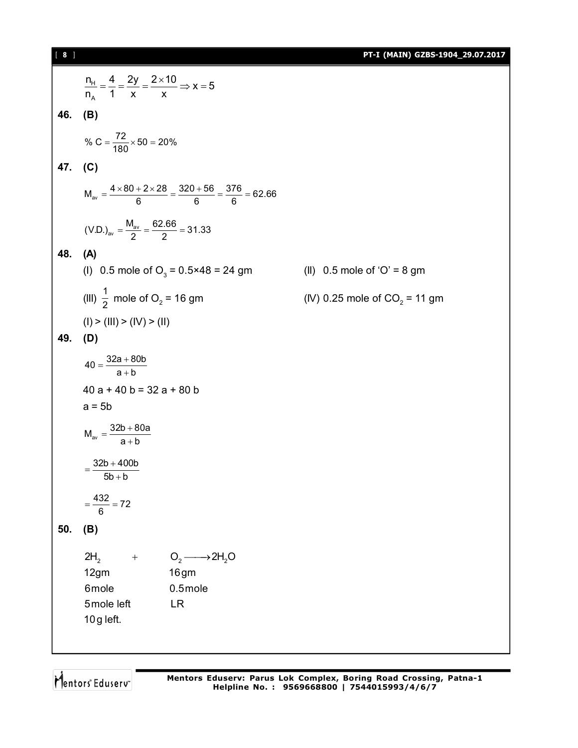$$\frac{n_H}{n_A} = \frac{4}{1} = \frac{2y}{x} = \frac{2 \times 10}{x} \Rightarrow x = 5$$

**46. (B)**

$$\% \text{ C} = \frac{72}{180} \times 50 = 20\%$$

**47. (C)**

$$M_{av} = \frac{4 \times 80 + 2 \times 28}{6} = \frac{320 + 56}{6} = \frac{376}{6} = 62.66$$

$$(\text{V.D.})_{av} = \frac{M_{av}}{2} = \frac{62.66}{2} = 31.33$$

**48. (A)**

(I) 0.5 mole of $O_3$ = 0.5×48 = 24 gm

(II) 0.5 mole of 'O' = 8 gm

(III) $\frac{1}{2}$ mole of $O_2$ = 16 gm

(IV) 0.25 mole of $CO_2$ = 11 gm

(I) > (III) > (IV) > (II)

**49. (D)**

$$40 = \frac{32a + 80b}{a + b}$$

40 a + 40 b = 32 a + 80 b

a = 5b

$$M_{av} = \frac{32b + 80a}{a + b}$$

$$= \frac{32b + 400b}{5b + b}$$

$$= \frac{432}{6} = 72$$

**50. (B)**

$$2H_2 + O_2 \longrightarrow 2H_2O$$

| $2H_2$ | $O_2$ |
|---|---|
| 12gm | 16gm |
| 6mole | 0.5mole |
| 5mole left | LR |
| 10 g left. | |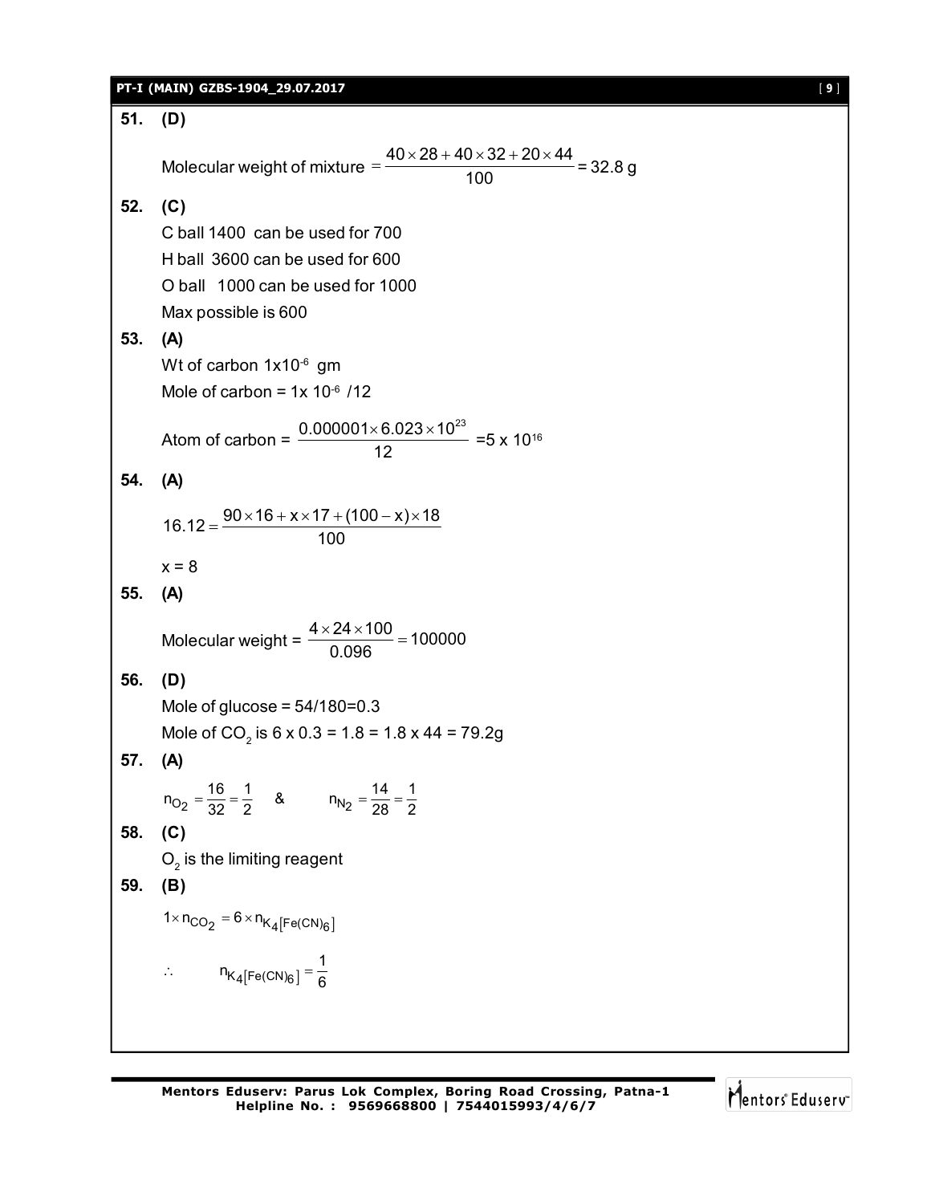**51. (D)**

Molecular weight of mixture $= \dfrac{40 \times 28 + 40 \times 32 + 20 \times 44}{100}$ = 32.8 g

**52. (C)**

C ball 1400 can be used for 700

H ball 3600 can be used for 600

O ball 1000 can be used for 1000

Max possible is 600

**53. (A)**

Wt of carbon $1 \times 10^{-6}$ gm

Mole of carbon = $1 \times 10^{-6}$ /12

Atom of carbon = $\dfrac{0.000001 \times 6.023 \times 10^{23}}{12}$ = $5 \times 10^{16}$

**54. (A)**

$$16.12 = \frac{90 \times 16 + x \times 17 + (100 - x) \times 18}{100}$$

x = 8

**55. (A)**

Molecular weight = $\dfrac{4 \times 24 \times 100}{0.096} = 100000$

**56. (D)**

Mole of glucose = 54/180=0.3

Mole of $CO_2$ is 6 x 0.3 = 1.8 = 1.8 x 44 = 79.2g

**57. (A)**

$n_{O_2} = \dfrac{16}{32} = \dfrac{1}{2}$ & $n_{N_2} = \dfrac{14}{28} = \dfrac{1}{2}$

**58. (C)**

$O_2$ is the limiting reagent

**59. (B)**

$1 \times n_{CO_2} = 6 \times n_{K_4[Fe(CN)_6]}$

$\therefore \quad n_{K_4[Fe(CN)_6]} = \dfrac{1}{6}$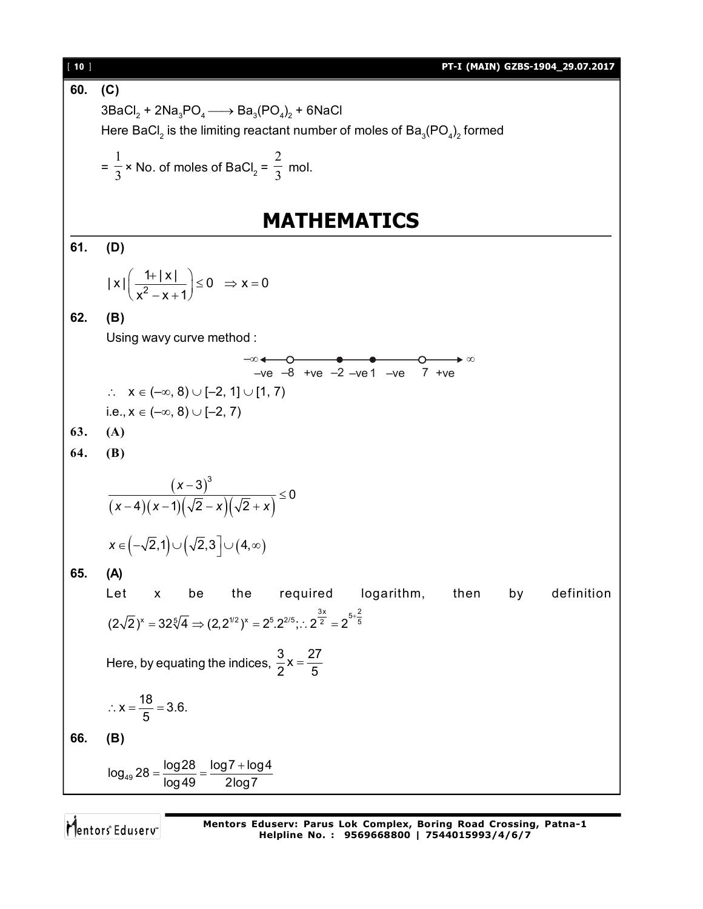**60. (C)**

$3BaCl_2 + 2Na_3PO_4 \longrightarrow Ba_3(PO_4)_2 + 6NaCl$

Here $BaCl_2$ is the limiting reactant number of moles of $Ba_3(PO_4)_2$ formed

$= \frac{1}{3} \times$ No. of moles of $BaCl_2 = \frac{2}{3}$ mol.

# MATHEMATICS

**61. (D)**

$$|x|\left(\frac{1+|x|}{x^2-x+1}\right) \le 0 \quad \Rightarrow x = 0$$

**62. (B)**

Using wavy curve method :

$-\infty$ ← –ve –8 +ve –2 –ve 1 –ve 7 +ve → $\infty$

$\therefore \quad x \in (-\infty, 8) \cup [-2, 1] \cup [1, 7)$

i.e., $x \in (-\infty, 8) \cup [-2, 7)$

**63. (A)**

**64. (B)**

$$\frac{(x-3)^3}{(x-4)(x-1)(\sqrt{2}-x)(\sqrt{2}+x)} \le 0$$

$$x \in \left(-\sqrt{2}, 1\right) \cup \left(\sqrt{2}, 3\right] \cup (4, \infty)$$

**65. (A)**

Let x be the required logarithm, then by definition

$(2\sqrt{2})^x = 32\sqrt[5]{4} \Rightarrow (2, 2^{1/2})^x = 2^5 . 2^{2/5}; \therefore 2^{\frac{3x}{2}} = 2^{5+\frac{2}{5}}$

Here, by equating the indices, $\frac{3}{2}x = \frac{27}{5}$

$\therefore x = \frac{18}{5} = 3.6.$

**66. (B)**

$$\log_{49} 28 = \frac{\log 28}{\log 49} = \frac{\log 7 + \log 4}{2\log 7}$$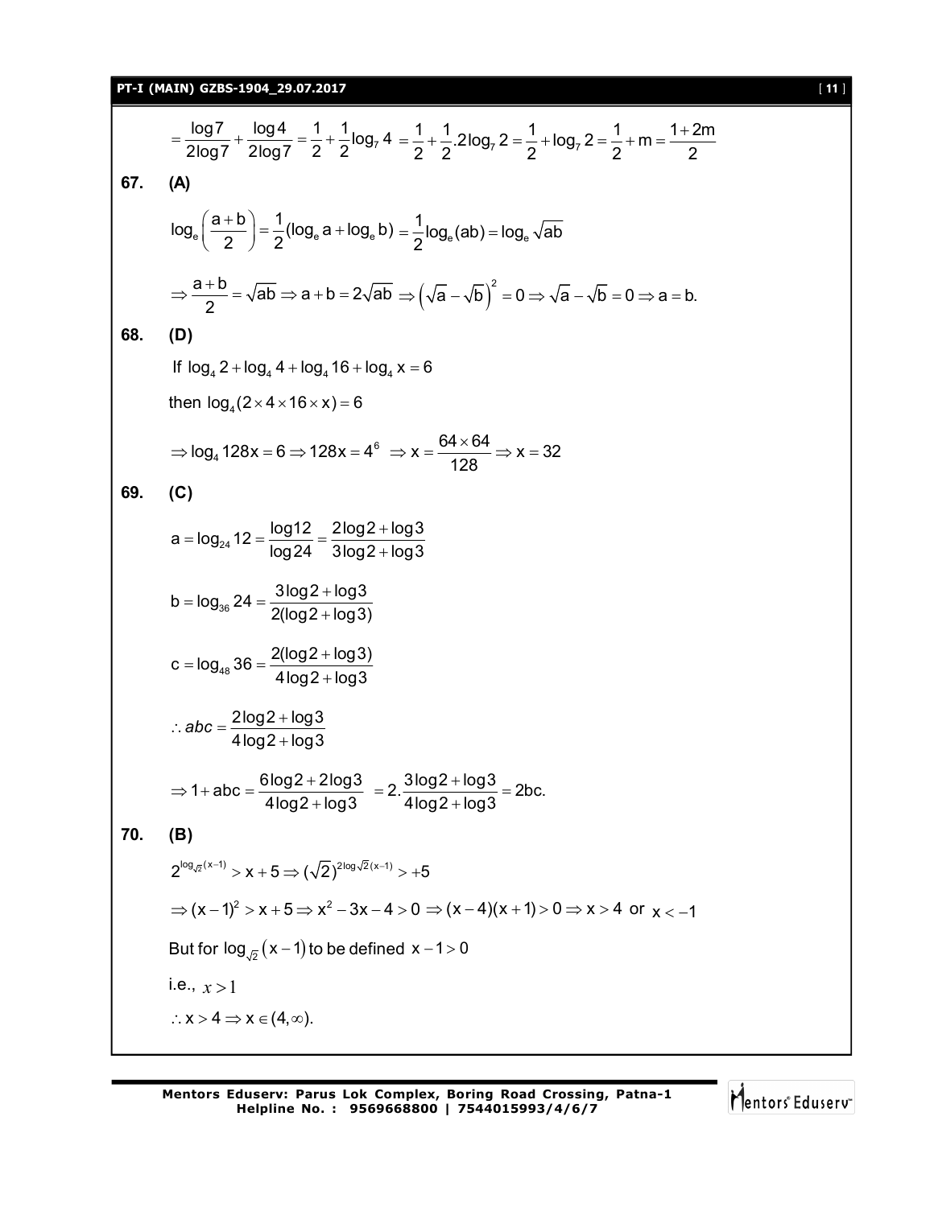$$= \frac{\log 7}{2\log 7} + \frac{\log 4}{2\log 7} = \frac{1}{2} + \frac{1}{2}\log_7 4 = \frac{1}{2} + \frac{1}{2}.2\log_7 2 = \frac{1}{2} + \log_7 2 = \frac{1}{2} + m = \frac{1+2m}{2}$$

**67. (A)**

$$\log_e\left(\frac{a+b}{2}\right) = \frac{1}{2}(\log_e a + \log_e b) = \frac{1}{2}\log_e(ab) = \log_e\sqrt{ab}$$

$$\Rightarrow \frac{a+b}{2} = \sqrt{ab} \Rightarrow a+b = 2\sqrt{ab} \Rightarrow \left(\sqrt{a}-\sqrt{b}\right)^2 = 0 \Rightarrow \sqrt{a}-\sqrt{b} = 0 \Rightarrow a = b.$$

**68. (D)**

If $\log_4 2 + \log_4 4 + \log_4 16 + \log_4 x = 6$

then $\log_4(2\times 4\times 16\times x) = 6$

$$\Rightarrow \log_4 128x = 6 \Rightarrow 128x = 4^6 \Rightarrow x = \frac{64\times 64}{128} \Rightarrow x = 32$$

**69. (C)**

$$a = \log_{24} 12 = \frac{\log 12}{\log 24} = \frac{2\log 2 + \log 3}{3\log 2 + \log 3}$$

$$b = \log_{36} 24 = \frac{3\log 2 + \log 3}{2(\log 2 + \log 3)}$$

$$c = \log_{48} 36 = \frac{2(\log 2 + \log 3)}{4\log 2 + \log 3}$$

$$\therefore abc = \frac{2\log 2 + \log 3}{4\log 2 + \log 3}$$

$$\Rightarrow 1 + abc = \frac{6\log 2 + 2\log 3}{4\log 2 + \log 3} = 2.\frac{3\log 2 + \log 3}{4\log 2 + \log 3} = 2bc.$$

**70. (B)**

$$2^{\log_{\sqrt{2}}(x-1)} > x+5 \Rightarrow (\sqrt{2})^{2\log\sqrt{2}(x-1)} > +5$$

$$\Rightarrow (x-1)^2 > x+5 \Rightarrow x^2 - 3x - 4 > 0 \Rightarrow (x-4)(x+1) > 0 \Rightarrow x > 4 \text{ or } x < -1$$

But for $\log_{\sqrt{2}}(x-1)$ to be defined $x-1>0$

i.e., $x > 1$

$\therefore x > 4 \Rightarrow x \in (4, \infty).$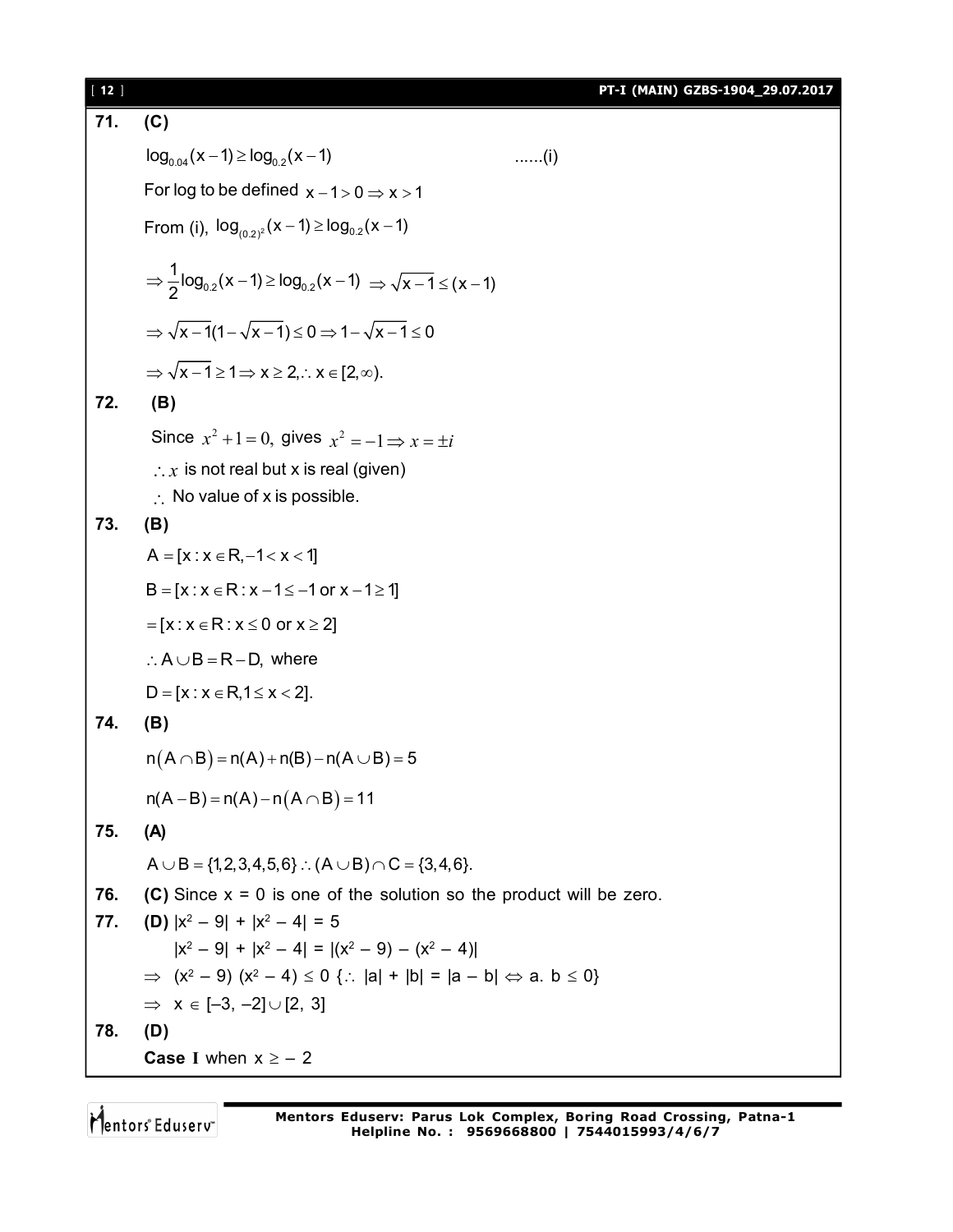**71. (C)**

$\log_{0.04}(x-1) \geq \log_{0.2}(x-1)$ ......(i)

For log to be defined $x-1>0 \Rightarrow x>1$

From (i), $\log_{(0.2)^2}(x-1) \geq \log_{0.2}(x-1)$

$\Rightarrow \frac{1}{2}\log_{0.2}(x-1) \geq \log_{0.2}(x-1) \Rightarrow \sqrt{x-1} \leq (x-1)$

$\Rightarrow \sqrt{x-1}(1-\sqrt{x-1}) \leq 0 \Rightarrow 1-\sqrt{x-1} \leq 0$

$\Rightarrow \sqrt{x-1} \geq 1 \Rightarrow x \geq 2, \therefore x \in [2, \infty).$

**72. (B)**

Since $x^2+1=0,$ gives $x^2=-1 \Rightarrow x = \pm i$

$\therefore x$ is not real but x is real (given)

$\therefore$ No value of x is possible.

**73. (B)**

$A = [x : x \in R, -1 < x < 1]$

$B = [x : x \in R : x-1 \leq -1 \text{ or } x-1 \geq 1]$

$= [x : x \in R : x \leq 0 \text{ or } x \geq 2]$

$\therefore A \cup B = R - D,$ where

$D = [x : x \in R, 1 \leq x < 2].$

**74. (B)**

$n(A \cap B) = n(A) + n(B) - n(A \cup B) = 5$

$n(A-B) = n(A) - n(A \cap B) = 11$

**75. (A)**

$A \cup B = \{1,2,3,4,5,6\} \therefore (A \cup B) \cap C = \{3,4,6\}.$

**76. (C)** Since x = 0 is one of the solution so the product will be zero.

**77. (D)** $|x^2-9| + |x^2-4| = 5$

$|x^2-9| + |x^2-4| = |(x^2-9)-(x^2-4)|$

$\Rightarrow (x^2-9)(x^2-4) \leq 0 \; \{\therefore |a| + |b| = |a-b| \Leftrightarrow a.\,b \leq 0\}$

$\Rightarrow x \in [-3, -2] \cup [2, 3]$

**78. (D)**

**Case I** when $x \geq -2$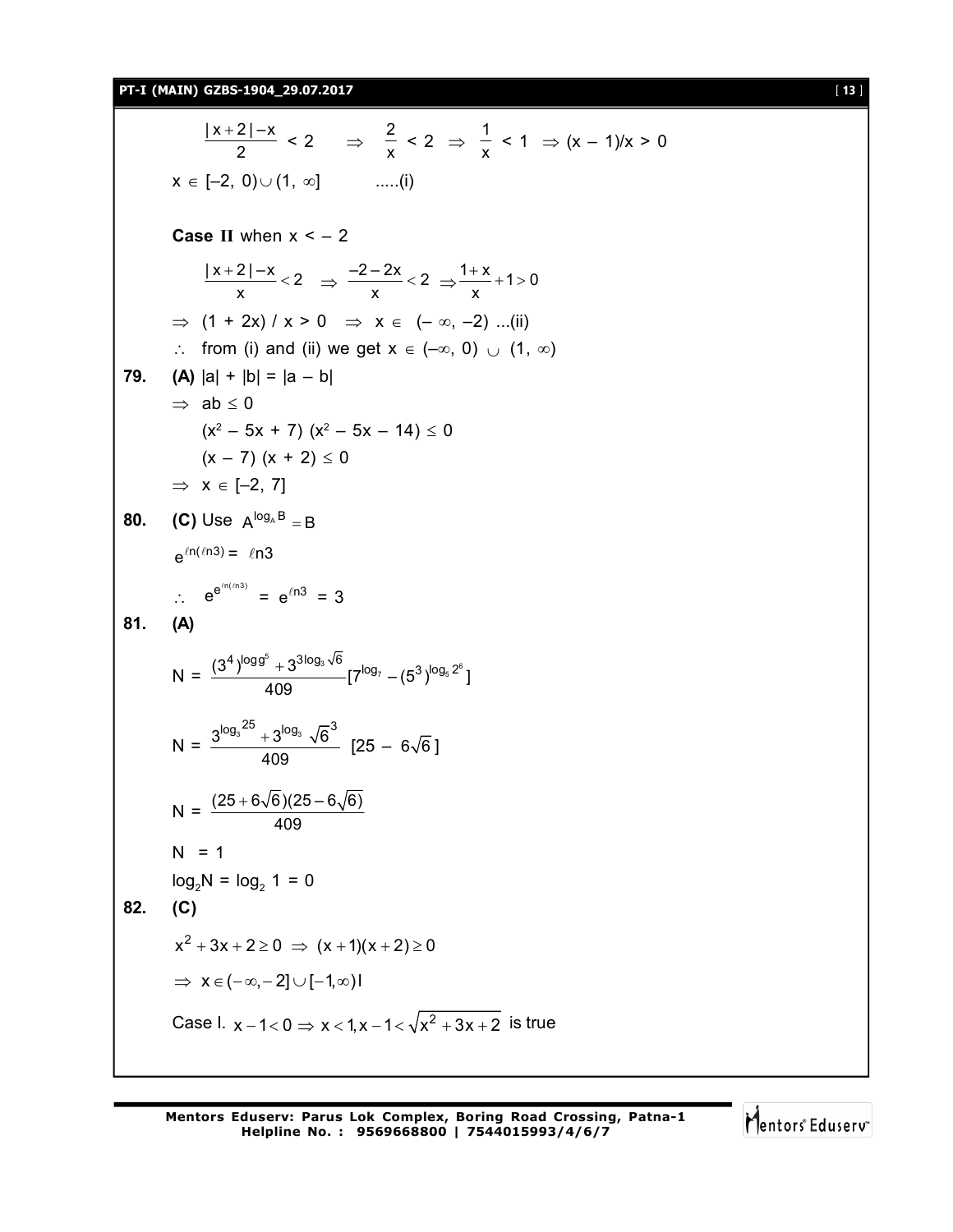$$\frac{|x+2|-x}{2} < 2 \quad \Rightarrow \quad \frac{2}{x} < 2 \;\Rightarrow\; \frac{1}{x} < 1 \;\Rightarrow (x-1)/x > 0$$

$x \in [-2, 0) \cup (1, \infty]$ .....(i)

**Case II** when $x < -2$

$$\frac{|x+2|-x}{x} < 2 \;\Rightarrow\; \frac{-2-2x}{x} < 2 \;\Rightarrow \frac{1+x}{x} + 1 > 0$$

$\Rightarrow$ $(1 + 2x) / x > 0$ $\Rightarrow$ $x \in (-\infty, -2)$ ...(ii)

$\therefore$ from (i) and (ii) we get $x \in (-\infty, 0) \cup (1, \infty)$

**79.** **(A)** $|a| + |b| = |a - b|$

$\Rightarrow$ $ab \le 0$

$(x^2 - 5x + 7)(x^2 - 5x - 14) \le 0$

$(x - 7)(x + 2) \le 0$

$\Rightarrow$ $x \in [-2, 7]$

**80.** **(C)** Use $A^{\log_A B} = B$

$e^{\ell n(\ell n 3)} = \ell n 3$

$\therefore$ $e^{e^{\ell n(\ell n 3)}} = e^{\ell n 3} = 3$

**81.** **(A)**

$$N = \frac{(3^4)^{\log g^5} + 3^{3\log_3 \sqrt{6}}}{409}[7^{\log_7} - (5^3)^{\log_5 2^6}]$$

$$N = \frac{3^{\log_3 25} + 3^{\log_3 \sqrt{6}^3}}{409} \; [25 - 6\sqrt{6}]$$

$$N = \frac{(25+6\sqrt{6})(25-6\sqrt{6})}{409}$$

$N = 1$

$\log_2 N = \log_2 1 = 0$

**82.** **(C)**

$x^2 + 3x + 2 \ge 0 \;\Rightarrow\; (x+1)(x+2) \ge 0$

$\Rightarrow$ $x \in (-\infty, -2] \cup [-1, \infty)$I

Case I. $x - 1 < 0 \Rightarrow x < 1, x - 1 < \sqrt{x^2 + 3x + 2}$ is true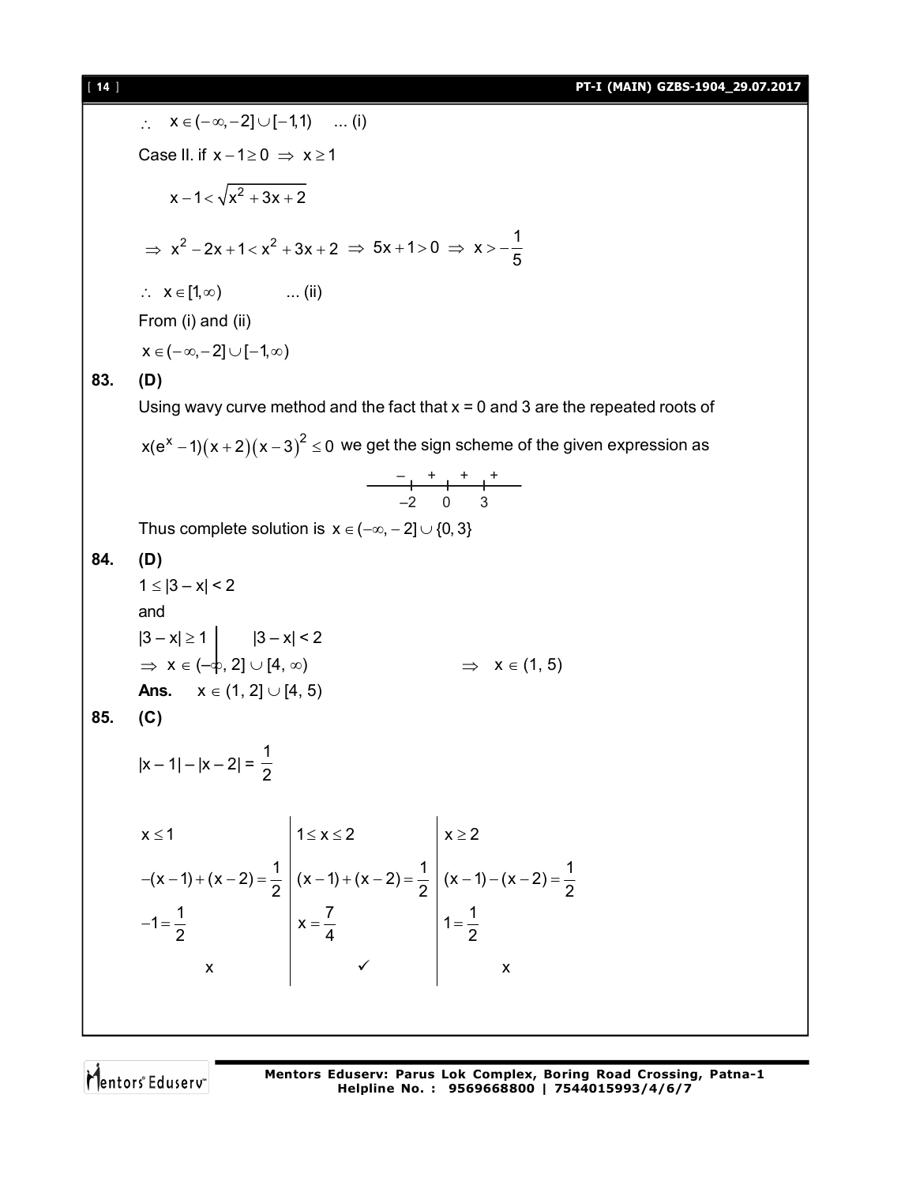$\therefore \quad x \in (-\infty, -2] \cup [-1, 1) \quad \text{... (i)}$

Case II. if $x - 1 \geq 0 \Rightarrow x \geq 1$

$$x - 1 < \sqrt{x^2 + 3x + 2}$$

$$\Rightarrow x^2 - 2x + 1 < x^2 + 3x + 2 \Rightarrow 5x + 1 > 0 \Rightarrow x > -\frac{1}{5}$$

$\therefore \quad x \in [1, \infty) \quad \text{... (ii)}$

From (i) and (ii)

$x \in (-\infty, -2] \cup [-1, \infty)$

**83. (D)**

Using wavy curve method and the fact that x = 0 and 3 are the repeated roots of

$x(e^x - 1)(x+2)(x-3)^2 \leq 0$ we get the sign scheme of the given expression as

$$\underset{-}{\longleftarrow}\ -2\ \underset{+}{}\ 0\ \underset{+}{}\ 3\ \underset{+}{\longrightarrow}$$

(Signs: $-$ for $x < -2$, $+$ for $-2 < x < 0$, $+$ for $0 < x < 3$, $+$ for $x > 3$)

Thus complete solution is $x \in (-\infty, -2] \cup \{0, 3\}$

**84. (D)**

$1 \leq |3 - x| < 2$

and

| $\lvert 3 - x\rvert \geq 1$ | $\lvert 3 - x\rvert < 2$ |
|---|---|
| $\Rightarrow x \in (-\infty, 2] \cup [4, \infty)$ | $\Rightarrow x \in (1, 5)$ |

**Ans.** $x \in (1, 2] \cup [4, 5)$

**85. (C)**

$|x - 1| - |x - 2| = \frac{1}{2}$

| $x \leq 1$ | $1 \leq x \leq 2$ | $x \geq 2$ |
|---|---|---|
| $-(x-1) + (x-2) = \frac{1}{2}$ | $(x-1) + (x-2) = \frac{1}{2}$ | $(x-1) - (x-2) = \frac{1}{2}$ |
| $-1 = \frac{1}{2}$ | $x = \frac{7}{4}$ | $1 = \frac{1}{2}$ |
| x | ✓ | x |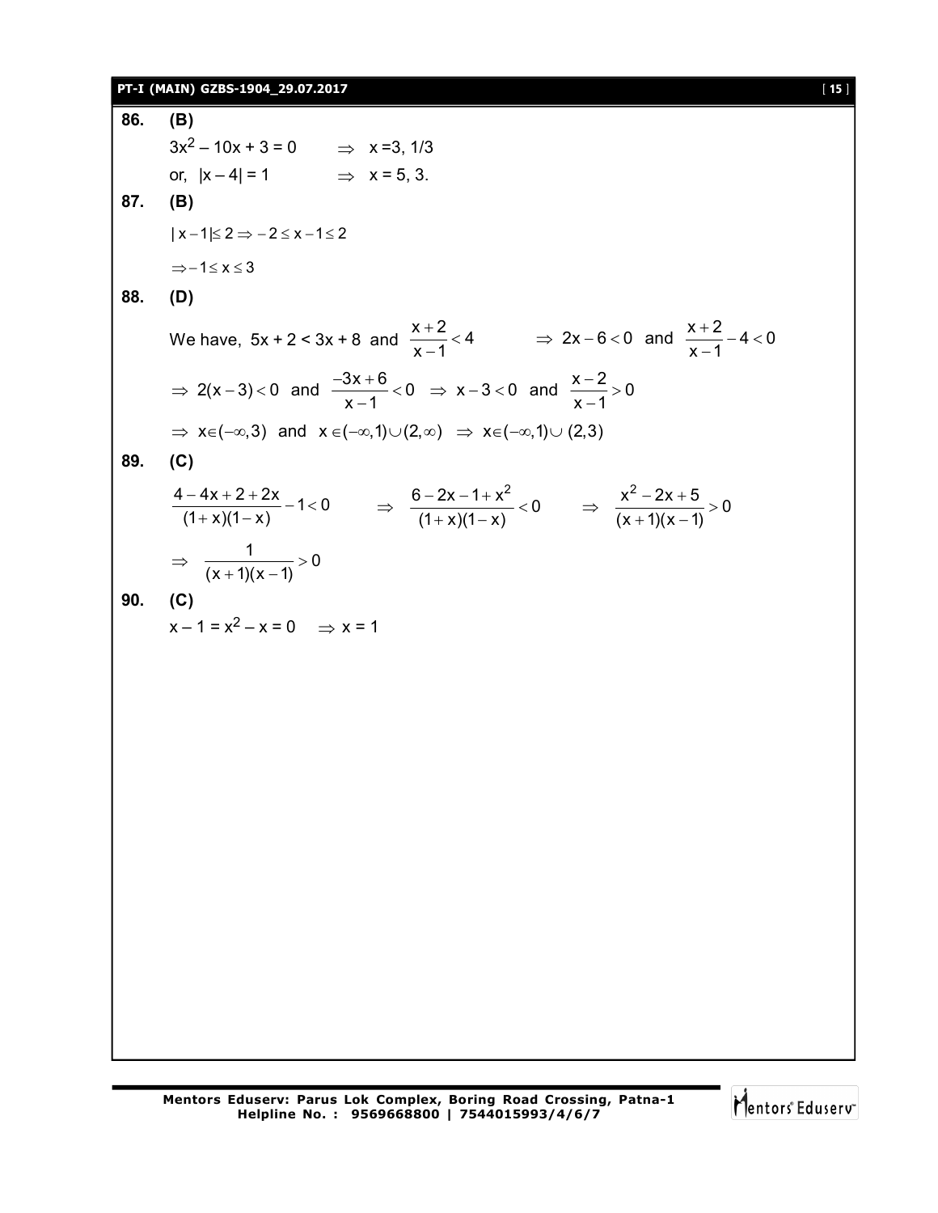**86. (B)**

$3x^2 - 10x + 3 = 0 \quad \Rightarrow \quad x = 3, 1/3$

or, $|x - 4| = 1 \quad \Rightarrow \quad x = 5, 3.$

**87. (B)**

$|x-1| \le 2 \Rightarrow -2 \le x-1 \le 2$

$\Rightarrow -1 \le x \le 3$

**88. (D)**

We have, $5x + 2 < 3x + 8$ and $\dfrac{x+2}{x-1} < 4 \quad \Rightarrow 2x - 6 < 0$ and $\dfrac{x+2}{x-1} - 4 < 0$

$\Rightarrow 2(x-3) < 0$ and $\dfrac{-3x+6}{x-1} < 0 \ \Rightarrow x - 3 < 0$ and $\dfrac{x-2}{x-1} > 0$

$\Rightarrow x \in (-\infty, 3)$ and $x \in (-\infty, 1) \cup (2, \infty) \ \Rightarrow x \in (-\infty, 1) \cup (2, 3)$

**89. (C)**

$\dfrac{4 - 4x + 2 + 2x}{(1+x)(1-x)} - 1 < 0 \quad \Rightarrow \quad \dfrac{6 - 2x - 1 + x^2}{(1+x)(1-x)} < 0 \quad \Rightarrow \quad \dfrac{x^2 - 2x + 5}{(x+1)(x-1)} > 0$

$\Rightarrow \quad \dfrac{1}{(x+1)(x-1)} > 0$

**90. (C)**

$x - 1 = x^2 - x = 0 \quad \Rightarrow x = 1$